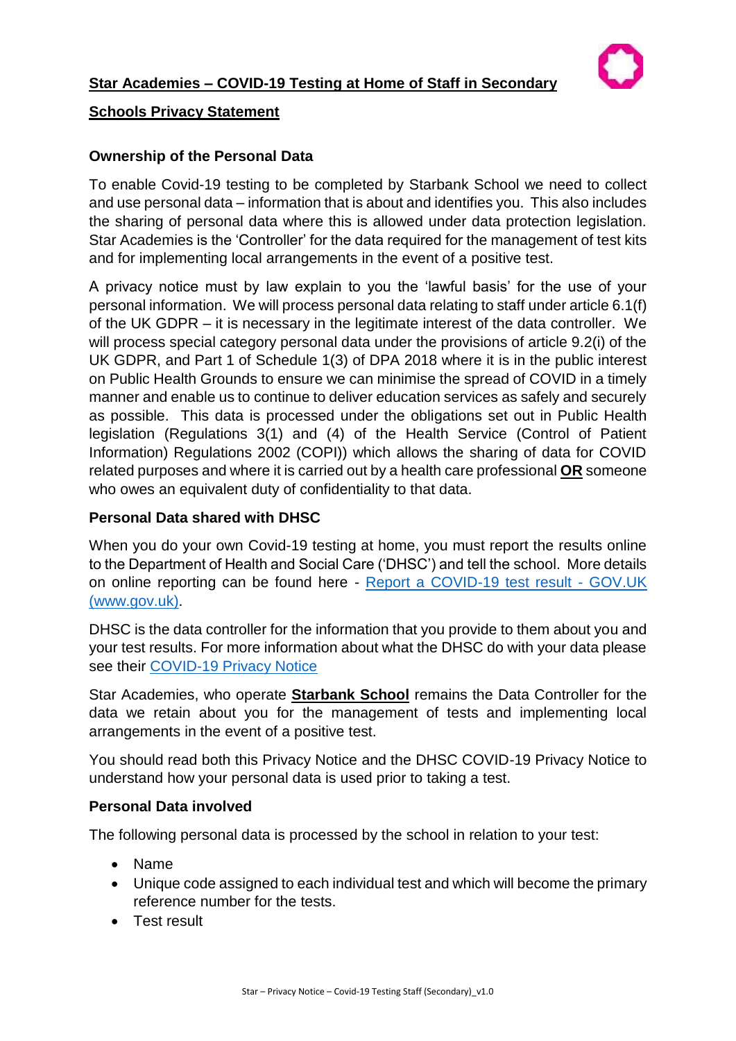# Star Academies – COVID-19 Testing at Home of Staff in Secondary Schools Privacy Statement

## Ownership of the Personal Data

To enable Covid-19 testing to be completed by Starbank School we need to collect and use personal data – information that is about and identifies you. This also includes the sharing of personal data where this is allowed under data protection legislation. Star Academies is the 'Controller' for the data required for the management of test kits and for implementing local arrangements in the event of a positive test.

A privacy notice must by law explain to you the 'lawful basis' for the use of your personal information. We will process personal data relating to staff under article 6.1(f) of the UK GDPR – it is necessary in the legitimate interest of the data controller. We will process special category personal data under the provisions of article 9.2(i) of the UK GDPR, and Part 1 of Schedule 1(3) of DPA 2018 where it is in the public interest on Public Health Grounds to ensure we can minimise the spread of COVID in a timely manner and enable us to continue to deliver education services as safely and securely as possible. This data is processed under the obligations set out in Public Health legislation (Regulations 3(1) and (4) of the Health Service (Control of Patient Information) Regulations 2002 (COPI)) which allows the sharing of data for COVID related purposes and where it is carried out by a health care professional **OR** someone who owes an equivalent duty of confidentiality to that data.

## Personal Data shared with DHSC

When you do your own Covid-19 testing at home, you must report the results online to the Department of Health and Social Care ('DHSC') and tell the school. More details on online reporting can be found here - [Report a COVID-19 test result - GOV.UK (www.gov.uk)](https://www.gov.uk).

DHSC is the data controller for the information that you provide to them about you and your test results. For more information about what the DHSC do with your data please see their [COVID-19 Privacy Notice](#)

Star Academies, who operate **Starbank School** remains the Data Controller for the data we retain about you for the management of tests and implementing local arrangements in the event of a positive test.

You should read both this Privacy Notice and the DHSC COVID-19 Privacy Notice to understand how your personal data is used prior to taking a test.

## Personal Data involved

The following personal data is processed by the school in relation to your test:

- Name
- Unique code assigned to each individual test and which will become the primary reference number for the tests.
- Test result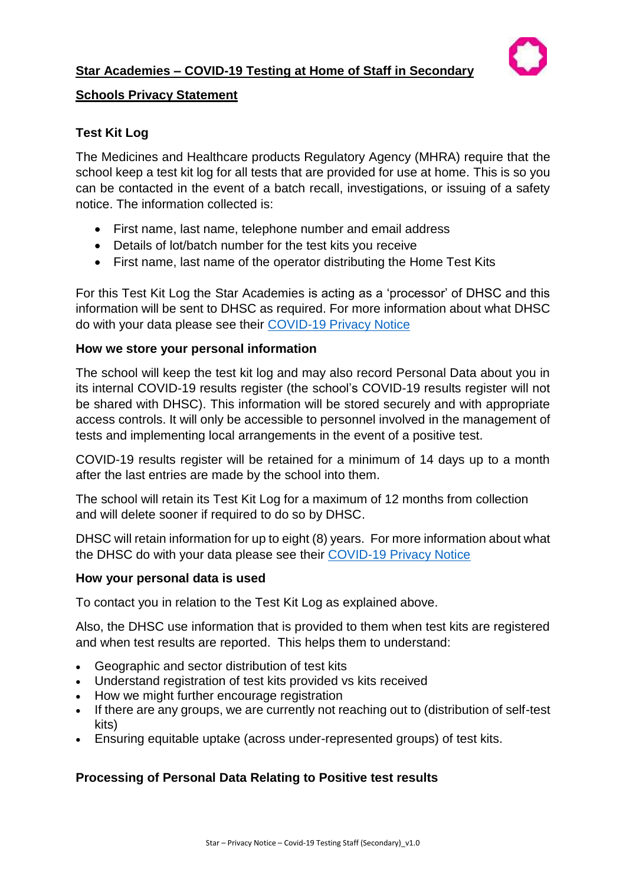**Star Academies – COVID-19 Testing at Home of Staff in Secondary Schools Privacy Statement**

### Test Kit Log

The Medicines and Healthcare products Regulatory Agency (MHRA) require that the school keep a test kit log for all tests that are provided for use at home. This is so you can be contacted in the event of a batch recall, investigations, or issuing of a safety notice. The information collected is:

- First name, last name, telephone number and email address
- Details of lot/batch number for the test kits you receive
- First name, last name of the operator distributing the Home Test Kits

For this Test Kit Log the Star Academies is acting as a 'processor' of DHSC and this information will be sent to DHSC as required. For more information about what DHSC do with your data please see their COVID-19 Privacy Notice

### How we store your personal information

The school will keep the test kit log and may also record Personal Data about you in its internal COVID-19 results register (the school's COVID-19 results register will not be shared with DHSC). This information will be stored securely and with appropriate access controls. It will only be accessible to personnel involved in the management of tests and implementing local arrangements in the event of a positive test.

COVID-19 results register will be retained for a minimum of 14 days up to a month after the last entries are made by the school into them.

The school will retain its Test Kit Log for a maximum of 12 months from collection and will delete sooner if required to do so by DHSC.

DHSC will retain information for up to eight (8) years. For more information about what the DHSC do with your data please see their COVID-19 Privacy Notice

### How your personal data is used

To contact you in relation to the Test Kit Log as explained above.

Also, the DHSC use information that is provided to them when test kits are registered and when test results are reported. This helps them to understand:

- Geographic and sector distribution of test kits
- Understand registration of test kits provided vs kits received
- How we might further encourage registration
- If there are any groups, we are currently not reaching out to (distribution of self-test kits)
- Ensuring equitable uptake (across under-represented groups) of test kits.

### Processing of Personal Data Relating to Positive test results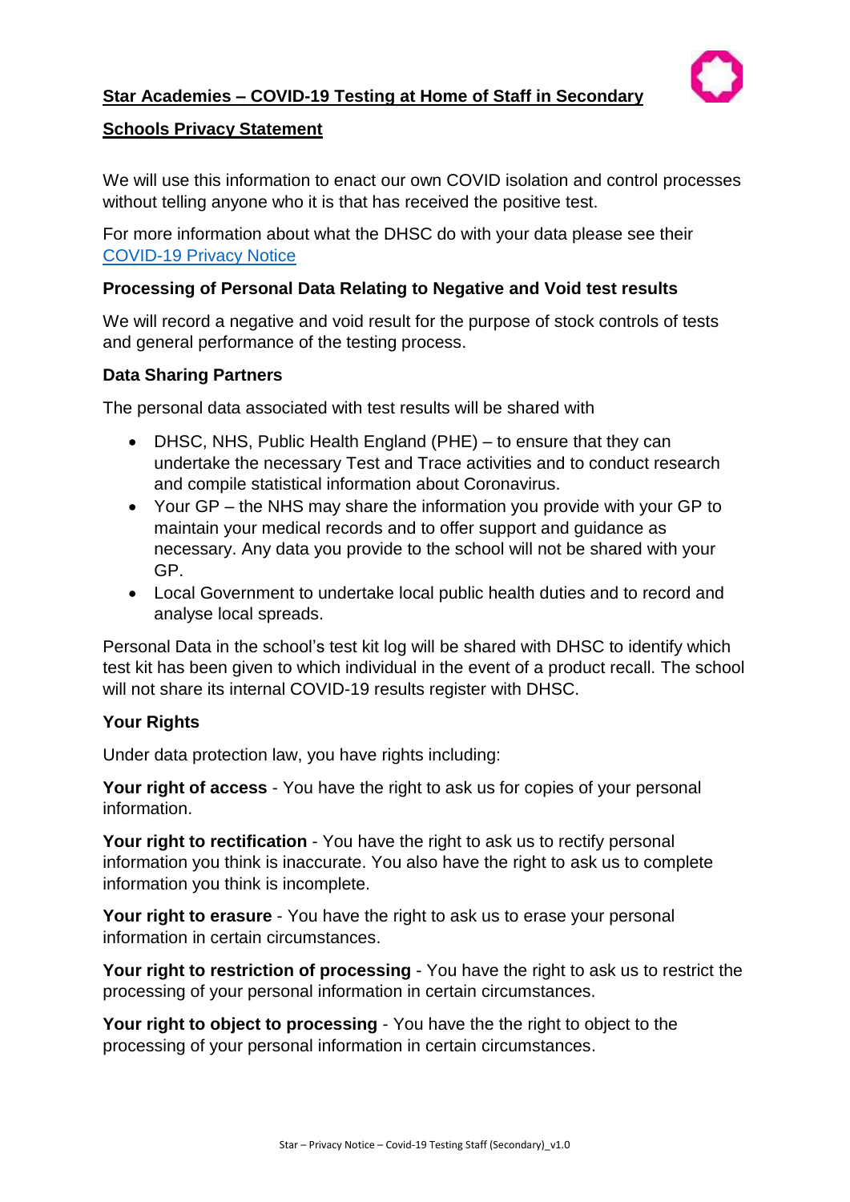**Star Academies – COVID-19 Testing at Home of Staff in Secondary Schools Privacy Statement**

We will use this information to enact our own COVID isolation and control processes without telling anyone who it is that has received the positive test.

For more information about what the DHSC do with your data please see their COVID-19 Privacy Notice

### Processing of Personal Data Relating to Negative and Void test results

We will record a negative and void result for the purpose of stock controls of tests and general performance of the testing process.

### Data Sharing Partners

The personal data associated with test results will be shared with

- DHSC, NHS, Public Health England (PHE) – to ensure that they can undertake the necessary Test and Trace activities and to conduct research and compile statistical information about Coronavirus.
- Your GP – the NHS may share the information you provide with your GP to maintain your medical records and to offer support and guidance as necessary. Any data you provide to the school will not be shared with your GP.
- Local Government to undertake local public health duties and to record and analyse local spreads.

Personal Data in the school's test kit log will be shared with DHSC to identify which test kit has been given to which individual in the event of a product recall. The school will not share its internal COVID-19 results register with DHSC.

### Your Rights

Under data protection law, you have rights including:

**Your right of access** - You have the right to ask us for copies of your personal information.

**Your right to rectification** - You have the right to ask us to rectify personal information you think is inaccurate. You also have the right to ask us to complete information you think is incomplete.

**Your right to erasure** - You have the right to ask us to erase your personal information in certain circumstances.

**Your right to restriction of processing** - You have the right to ask us to restrict the processing of your personal information in certain circumstances.

**Your right to object to processing** - You have the the right to object to the processing of your personal information in certain circumstances.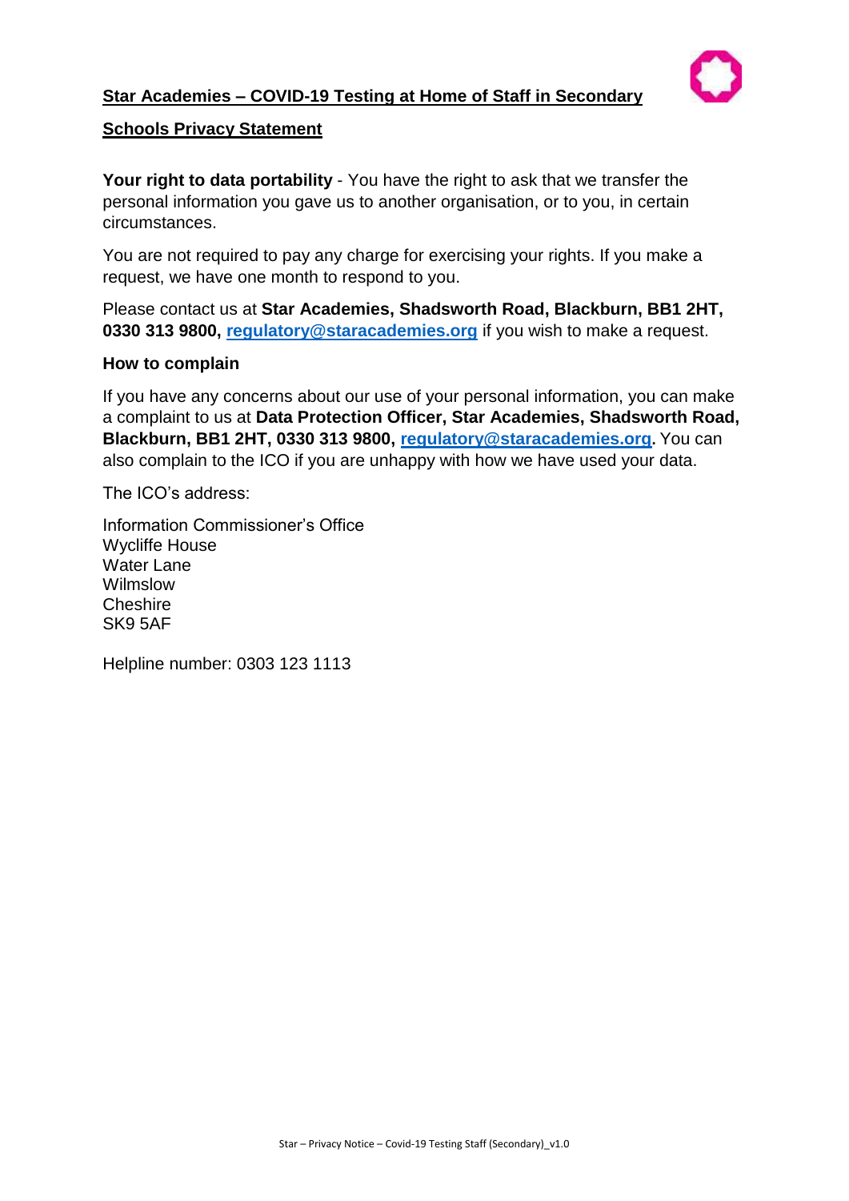**Star Academies – COVID-19 Testing at Home of Staff in Secondary Schools Privacy Statement**

**Your right to data portability** - You have the right to ask that we transfer the personal information you gave us to another organisation, or to you, in certain circumstances.

You are not required to pay any charge for exercising your rights. If you make a request, we have one month to respond to you.

Please contact us at **Star Academies, Shadsworth Road, Blackburn, BB1 2HT, 0330 313 9800, regulatory@staracademies.org** if you wish to make a request.

**How to complain**

If you have any concerns about our use of your personal information, you can make a complaint to us at **Data Protection Officer, Star Academies, Shadsworth Road, Blackburn, BB1 2HT, 0330 313 9800, regulatory@staracademies.org.** You can also complain to the ICO if you are unhappy with how we have used your data.

The ICO's address:

Information Commissioner's Office
Wycliffe House
Water Lane
Wilmslow
Cheshire
SK9 5AF

Helpline number: 0303 123 1113